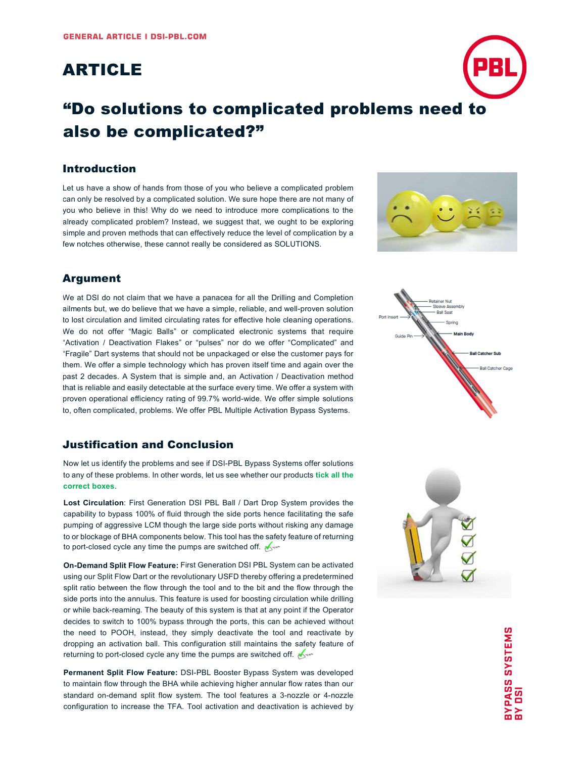GENERAL ARTICLE I DSI-PBL.COM

# ARTICLE

## "Do solutions to complicated problems need to also be complicated?"

### Introduction

Let us have a show of hands from those of you who believe a complicated problem can only be resolved by a complicated solution. We sure hope there are not many of you who believe in this! Why do we need to introduce more complications to the already complicated problem? Instead, we suggest that, we ought to be exploring simple and proven methods that can effectively reduce the level of complication by a few notches otherwise, these cannot really be considered as SOLUTIONS.

### Argument

We at DSI do not claim that we have a panacea for all the Drilling and Completion ailments but, we do believe that we have a simple, reliable, and well-proven solution to lost circulation and limited circulating rates for effective hole cleaning operations. We do not offer "Magic Balls" or complicated electronic systems that require "Activation / Deactivation Flakes" or "pulses" nor do we offer "Complicated" and "Fragile" Dart systems that should not be unpackaged or else the customer pays for them. We offer a simple technology which has proven itself time and again over the past 2 decades. A System that is simple and, an Activation / Deactivation method that is reliable and easily detectable at the surface every time. We offer a system with proven operational efficiency rating of 99.7% world-wide. We offer simple solutions to, often complicated, problems. We offer PBL Multiple Activation Bypass Systems.

### Justification and Conclusion

Now let us identify the problems and see if DSI-PBL Bypass Systems offer solutions to any of these problems. In other words, let us see whether our products **tick all the correct boxes**.

**Lost Circulation**: First Generation DSI PBL Ball / Dart Drop System provides the capability to bypass 100% of fluid through the side ports hence facilitating the safe pumping of aggressive LCM though the large side ports without risking any damage to or blockage of BHA components below. This tool has the safety feature of returning to port-closed cycle any time the pumps are switched off. ✓

**On-Demand Split Flow Feature:** First Generation DSI PBL System can be activated using our Split Flow Dart or the revolutionary USFD thereby offering a predetermined split ratio between the flow through the tool and to the bit and the flow through the side ports into the annulus. This feature is used for boosting circulation while drilling or while back-reaming. The beauty of this system is that at any point if the Operator decides to switch to 100% bypass through the ports, this can be achieved without the need to POOH, instead, they simply deactivate the tool and reactivate by dropping an activation ball. This configuration still maintains the safety feature of returning to port-closed cycle any time the pumps are switched off. ✓

**Permanent Split Flow Feature:** DSI-PBL Booster Bypass System was developed to maintain flow through the BHA while achieving higher annular flow rates than our standard on-demand split flow system. The tool features a 3-nozzle or 4-nozzle configuration to increase the TFA. Tool activation and deactivation is achieved by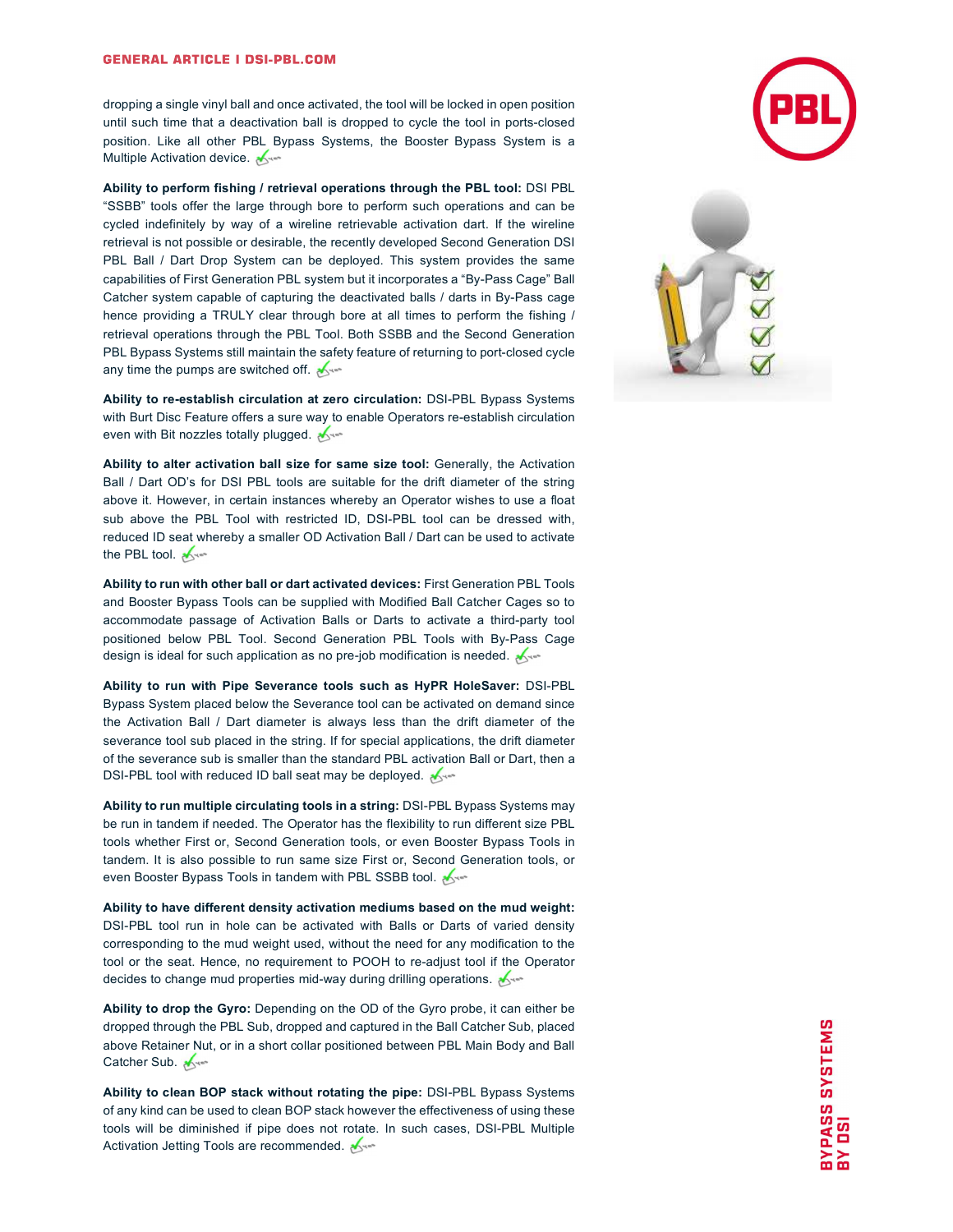dropping a single vinyl ball and once activated, the tool will be locked in open position until such time that a deactivation ball is dropped to cycle the tool in ports-closed position. Like all other PBL Bypass Systems, the Booster Bypass System is a Multiple Activation device.

**Ability to perform fishing / retrieval operations through the PBL tool:** DSI PBL "SSBB" tools offer the large through bore to perform such operations and can be cycled indefinitely by way of a wireline retrievable activation dart. If the wireline retrieval is not possible or desirable, the recently developed Second Generation DSI PBL Ball / Dart Drop System can be deployed. This system provides the same capabilities of First Generation PBL system but it incorporates a "By-Pass Cage" Ball Catcher system capable of capturing the deactivated balls / darts in By-Pass cage hence providing a TRULY clear through bore at all times to perform the fishing / retrieval operations through the PBL Tool. Both SSBB and the Second Generation PBL Bypass Systems still maintain the safety feature of returning to port-closed cycle any time the pumps are switched off.

**Ability to re-establish circulation at zero circulation:** DSI-PBL Bypass Systems with Burt Disc Feature offers a sure way to enable Operators re-establish circulation even with Bit nozzles totally plugged.

**Ability to alter activation ball size for same size tool:** Generally, the Activation Ball / Dart OD's for DSI PBL tools are suitable for the drift diameter of the string above it. However, in certain instances whereby an Operator wishes to use a float sub above the PBL Tool with restricted ID, DSI-PBL tool can be dressed with, reduced ID seat whereby a smaller OD Activation Ball / Dart can be used to activate the PBL tool.

**Ability to run with other ball or dart activated devices:** First Generation PBL Tools and Booster Bypass Tools can be supplied with Modified Ball Catcher Cages so to accommodate passage of Activation Balls or Darts to activate a third-party tool positioned below PBL Tool. Second Generation PBL Tools with By-Pass Cage design is ideal for such application as no pre-job modification is needed.

**Ability to run with Pipe Severance tools such as HyPR HoleSaver:** DSI-PBL Bypass System placed below the Severance tool can be activated on demand since the Activation Ball / Dart diameter is always less than the drift diameter of the severance tool sub placed in the string. If for special applications, the drift diameter of the severance sub is smaller than the standard PBL activation Ball or Dart, then a DSI-PBL tool with reduced ID ball seat may be deployed.

**Ability to run multiple circulating tools in a string:** DSI-PBL Bypass Systems may be run in tandem if needed. The Operator has the flexibility to run different size PBL tools whether First or, Second Generation tools, or even Booster Bypass Tools in tandem. It is also possible to run same size First or, Second Generation tools, or even Booster Bypass Tools in tandem with PBL SSBB tool.

**Ability to have different density activation mediums based on the mud weight:** DSI-PBL tool run in hole can be activated with Balls or Darts of varied density corresponding to the mud weight used, without the need for any modification to the tool or the seat. Hence, no requirement to POOH to re-adjust tool if the Operator decides to change mud properties mid-way during drilling operations.

**Ability to drop the Gyro:** Depending on the OD of the Gyro probe, it can either be dropped through the PBL Sub, dropped and captured in the Ball Catcher Sub, placed above Retainer Nut, or in a short collar positioned between PBL Main Body and Ball Catcher Sub.

**Ability to clean BOP stack without rotating the pipe:** DSI-PBL Bypass Systems of any kind can be used to clean BOP stack however the effectiveness of using these tools will be diminished if pipe does not rotate. In such cases, DSI-PBL Multiple Activation Jetting Tools are recommended.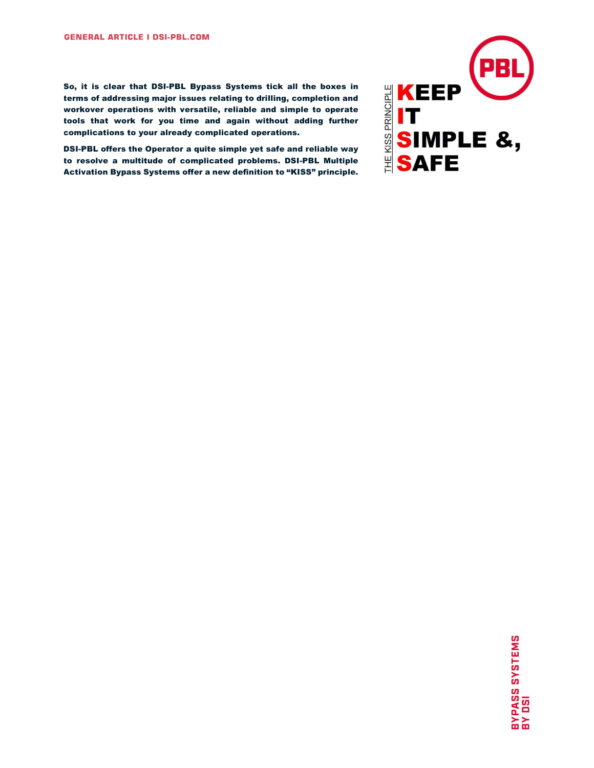**So, it is clear that DSI-PBL Bypass Systems tick all the boxes in terms of addressing major issues relating to drilling, completion and workover operations with versatile, reliable and simple to operate tools that work for you time and again without adding further complications to your already complicated operations.**

**DSI-PBL offers the Operator a quite simple yet safe and reliable way to resolve a multitude of complicated problems. DSI-PBL Multiple Activation Bypass Systems offer a new definition to "KISS" principle.**

THE KISS PRINCIPLE

**KEEP**
**IT**
**SIMPLE &,**
**SAFE**